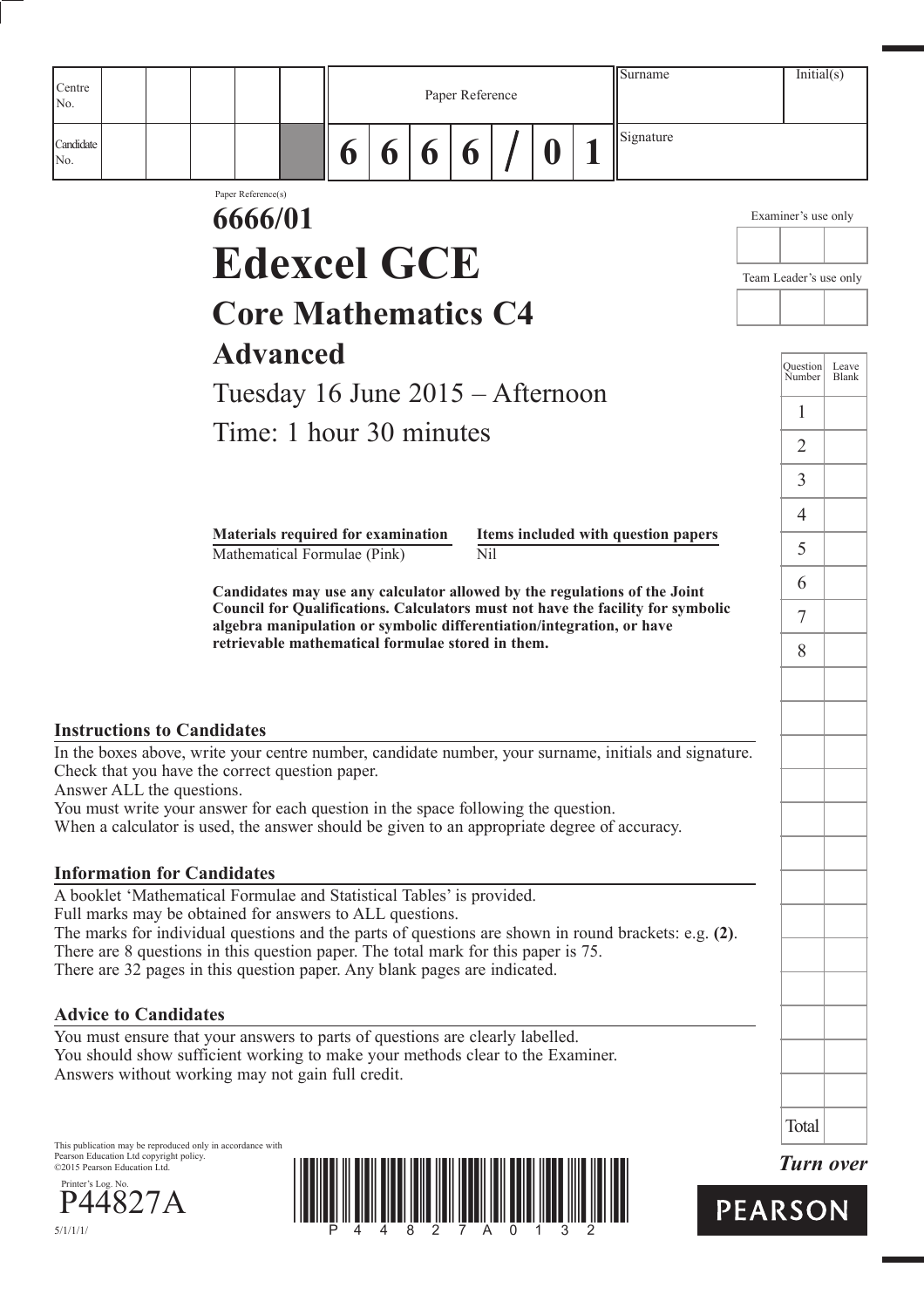| Centre No. | | | | | | Paper Reference | | | | | | | Surname | Initial(s) |
|---|---|---|---|---|---|---|---|---|---|---|---|---|---|---|
| Candidate No. | | | | | | 6 | 6 | 6 | 6 | / | 0 | 1 | Signature | |

Paper Reference(s)

# 6666/01

# Edexcel GCE

## Core Mathematics C4

## Advanced

Tuesday 16 June 2015 – Afternoon

Time: 1 hour 30 minutes

| Materials required for examination | Items included with question papers |
|---|---|
| Mathematical Formulae (Pink) | Nil |

**Candidates may use any calculator allowed by the regulations of the Joint Council for Qualifications. Calculators must not have the facility for symbolic algebra manipulation or symbolic differentiation/integration, or have retrievable mathematical formulae stored in them.**

Examiner's use only

Team Leader's use only

| Question Number | Leave Blank |
|---|---|
| 1 | |
| 2 | |
| 3 | |
| 4 | |
| 5 | |
| 6 | |
| 7 | |
| 8 | |
| Total | |

### Instructions to Candidates

In the boxes above, write your centre number, candidate number, your surname, initials and signature.
Check that you have the correct question paper.
Answer ALL the questions.
You must write your answer for each question in the space following the question.
When a calculator is used, the answer should be given to an appropriate degree of accuracy.

### Information for Candidates

A booklet 'Mathematical Formulae and Statistical Tables' is provided.
Full marks may be obtained for answers to ALL questions.
The marks for individual questions and the parts of questions are shown in round brackets: e.g. **(2)**.
There are 8 questions in this question paper. The total mark for this paper is 75.
There are 32 pages in this question paper. Any blank pages are indicated.

### Advice to Candidates

You must ensure that your answers to parts of questions are clearly labelled.
You should show sufficient working to make your methods clear to the Examiner.
Answers without working may not gain full credit.

This publication may be reproduced only in accordance with Pearson Education Ltd copyright policy.
©2015 Pearson Education Ltd.

Printer's Log. No.
P44827A

5/1/1/1/

*Turn over*

PEARSON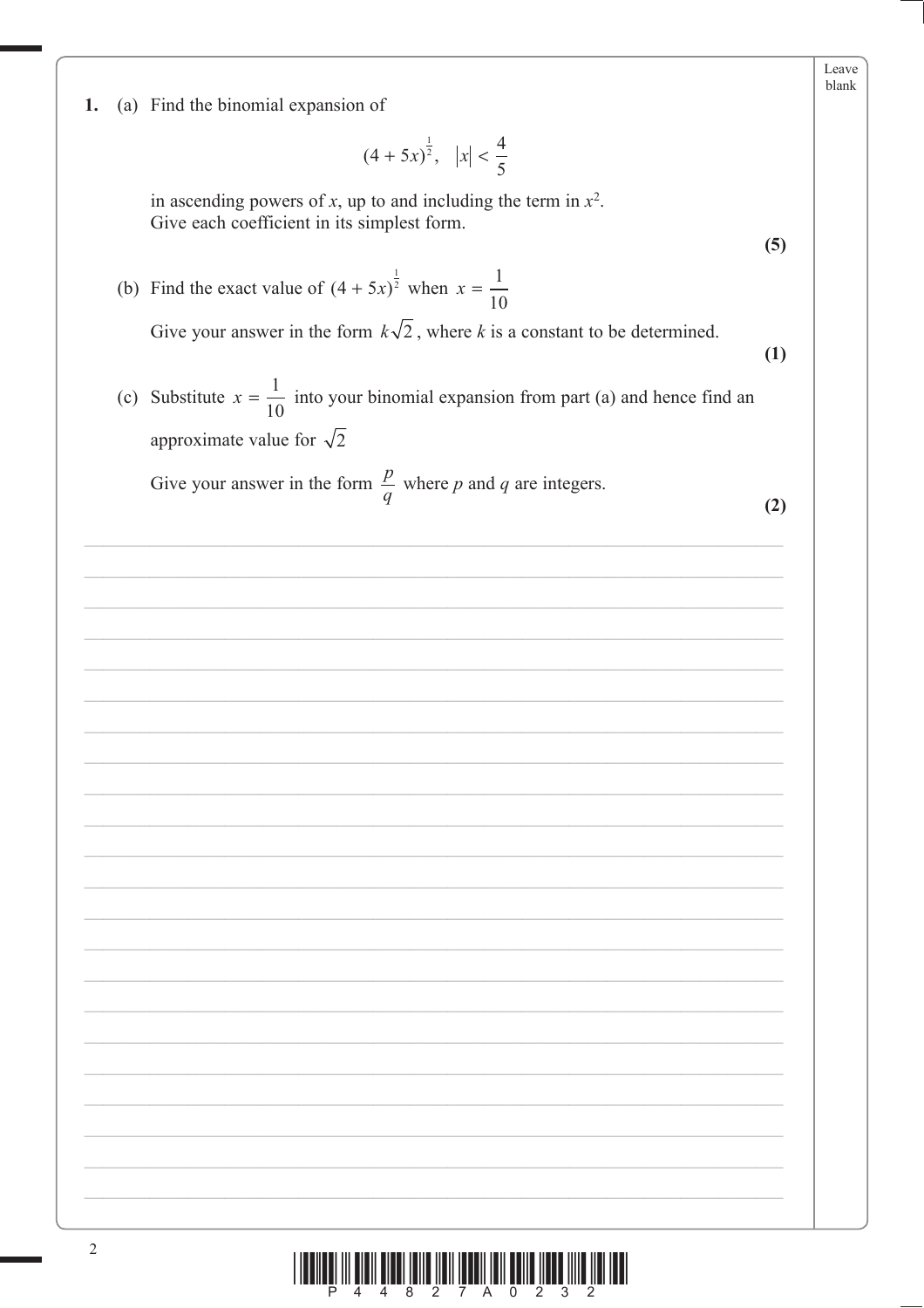**1.** (a) Find the binomial expansion of

$$(4 + 5x)^{\frac{1}{2}}, \quad |x| < \frac{4}{5}$$

in ascending powers of $x$, up to and including the term in $x^2$.
Give each coefficient in its simplest form.

**(5)**

(b) Find the exact value of $(4 + 5x)^{\frac{1}{2}}$ when $x = \frac{1}{10}$

Give your answer in the form $k\sqrt{2}$, where $k$ is a constant to be determined.

**(1)**

(c) Substitute $x = \frac{1}{10}$ into your binomial expansion from part (a) and hence find an approximate value for $\sqrt{2}$

Give your answer in the form $\frac{p}{q}$ where $p$ and $q$ are integers.

**(2)**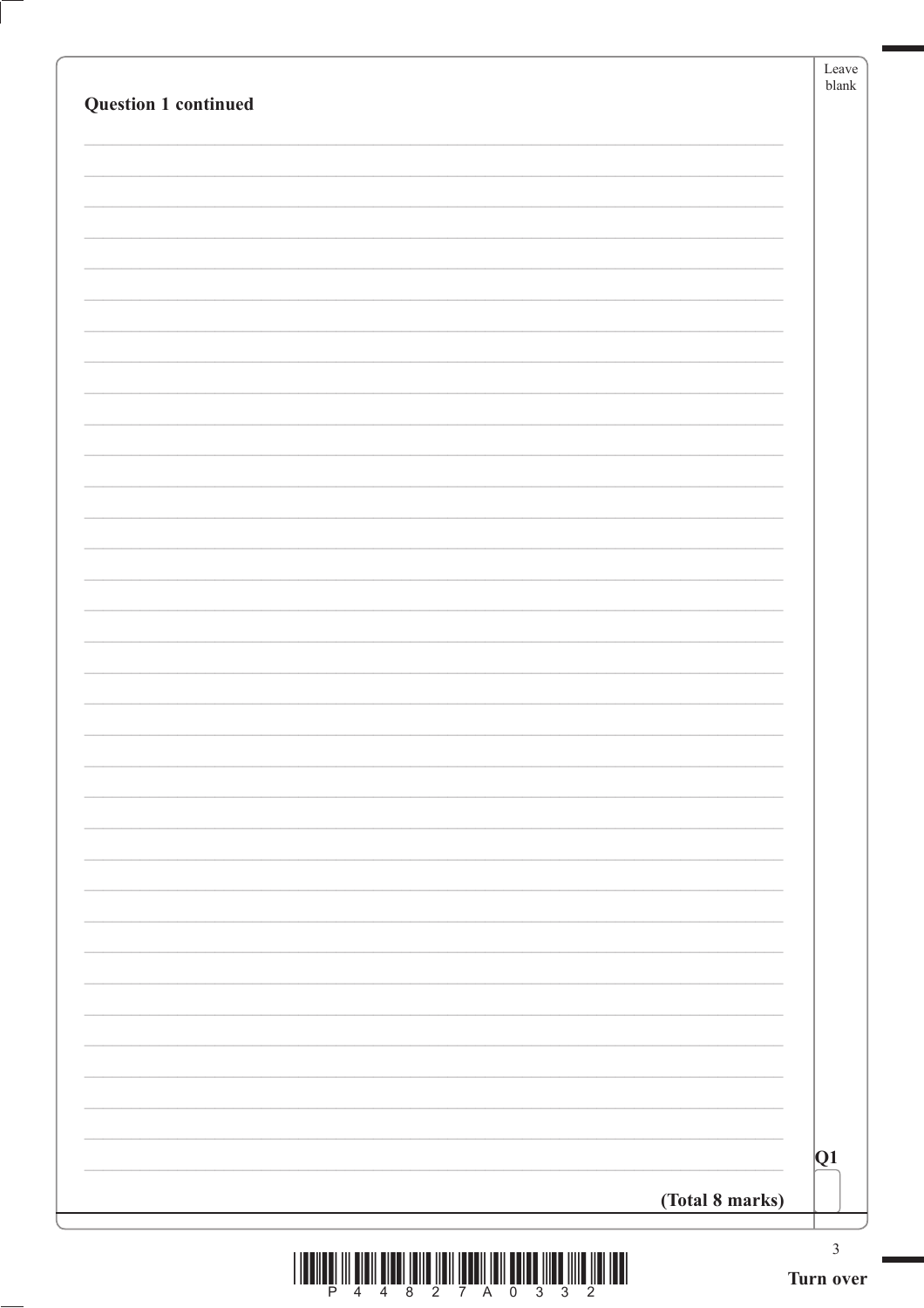**Question 1 continued**

**(Total 8 marks)**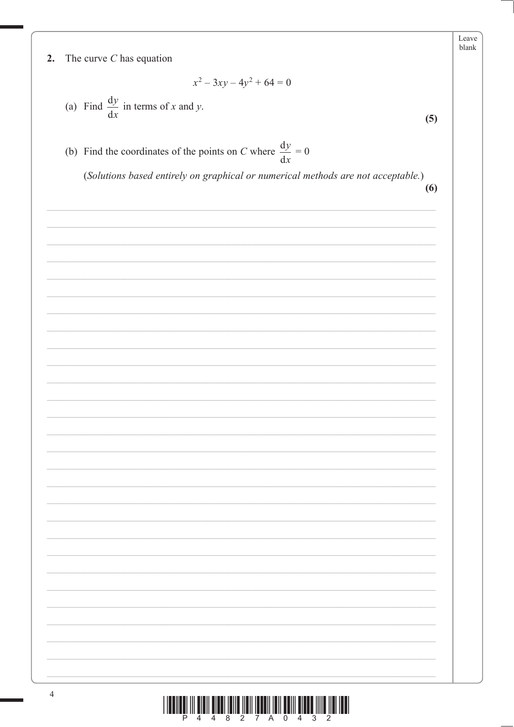**2.** The curve $C$ has equation

$$x^2 - 3xy - 4y^2 + 64 = 0$$

(a) Find $\frac{dy}{dx}$ in terms of $x$ and $y$.

**(5)**

(b) Find the coordinates of the points on $C$ where $\frac{dy}{dx} = 0$

(*Solutions based entirely on graphical or numerical methods are not acceptable.*)

**(6)**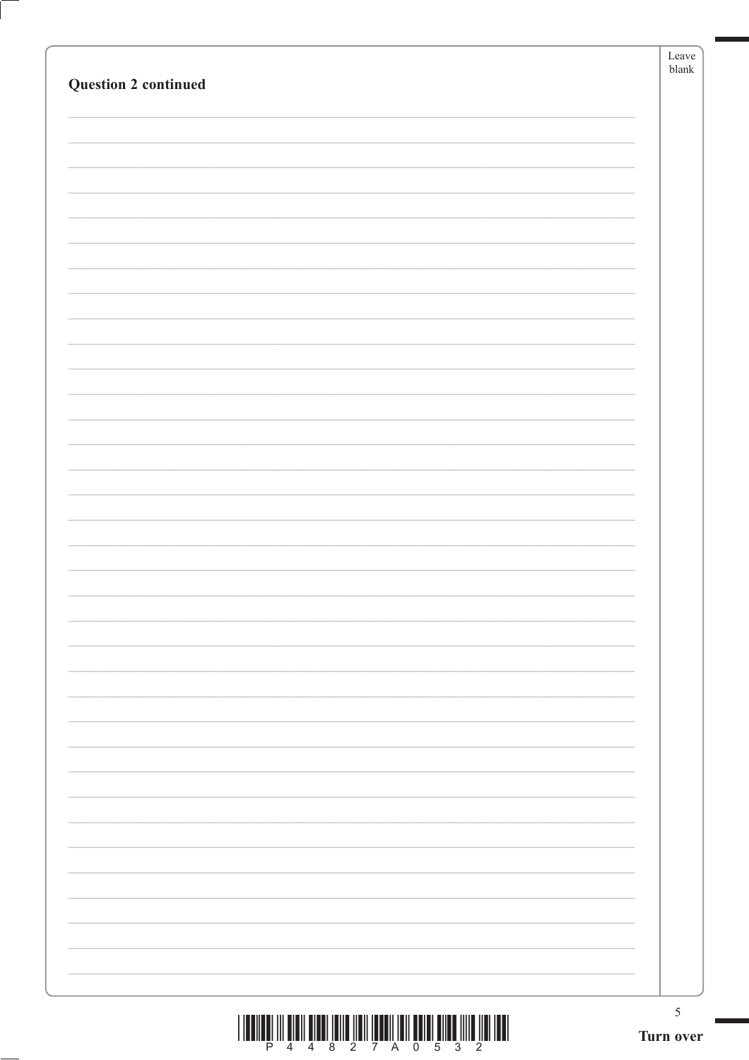**Question 2 continued**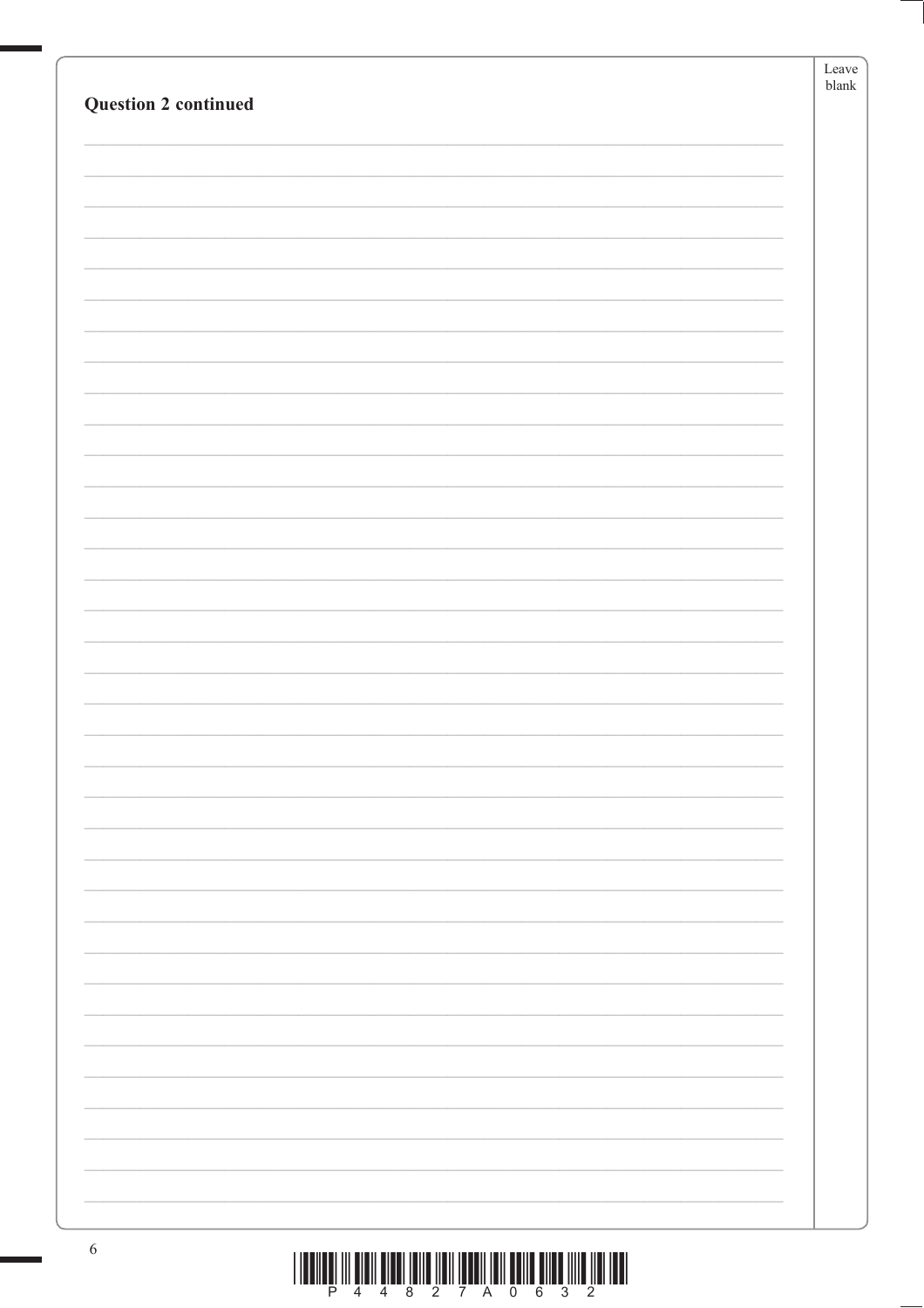**Question 2 continued**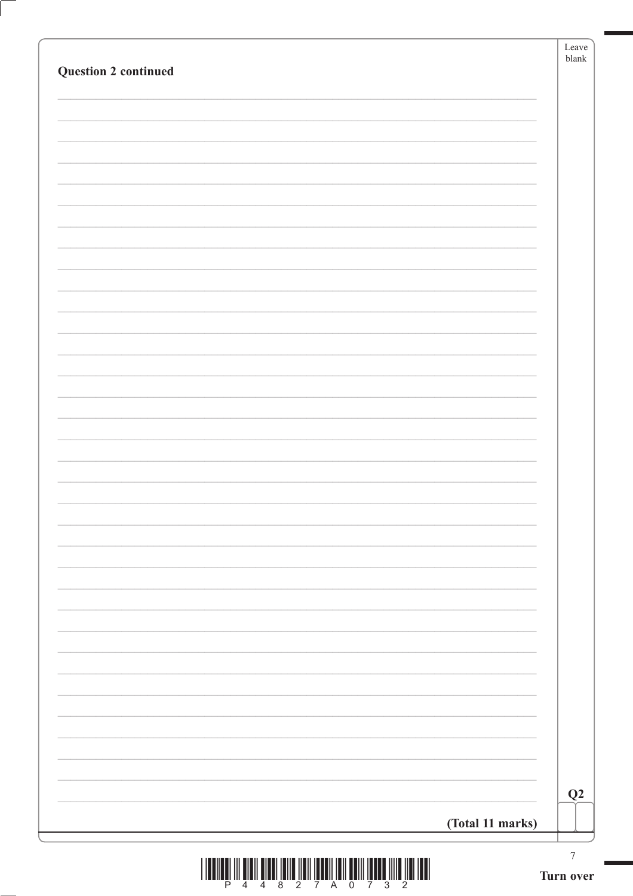**Question 2 continued**

**(Total 11 marks)**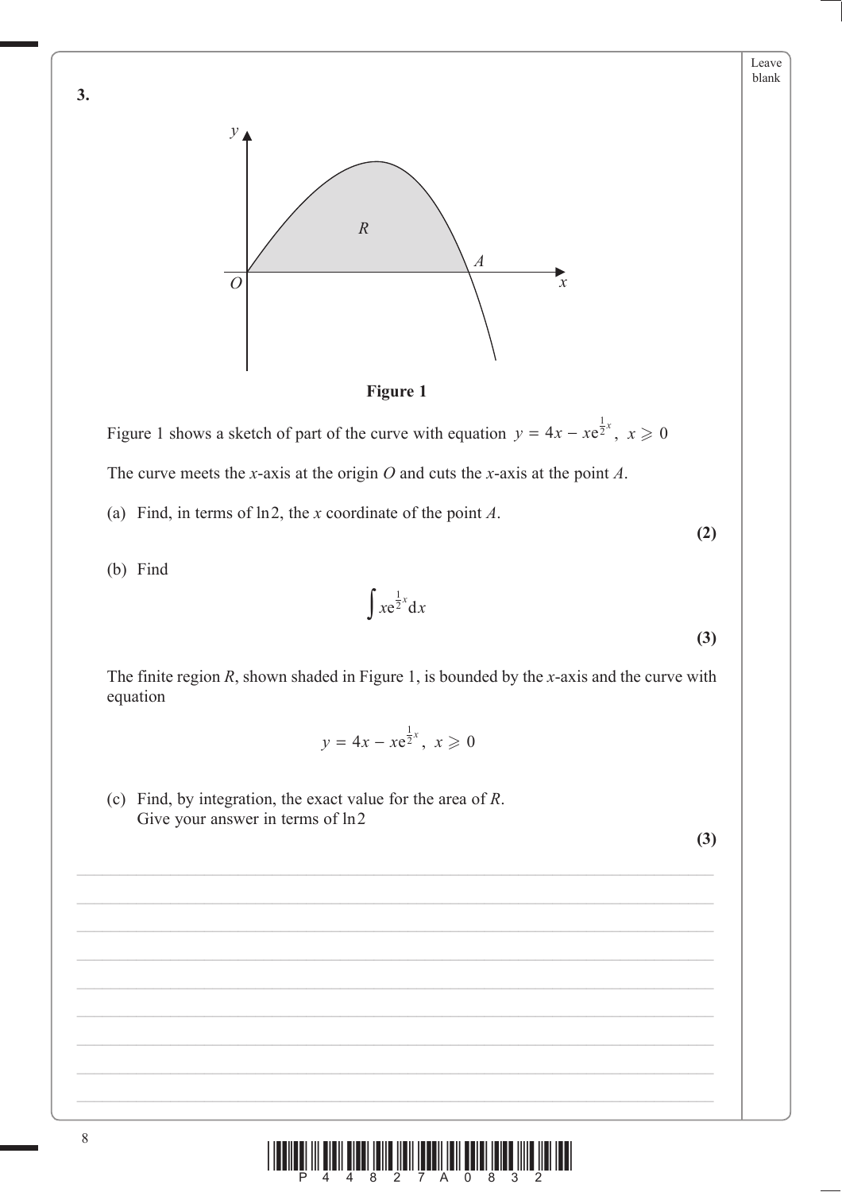**3.**

**Figure 1**

Figure 1 shows a sketch of part of the curve with equation $y = 4x - xe^{\frac{1}{2}x}$, $x \geqslant 0$

The curve meets the $x$-axis at the origin $O$ and cuts the $x$-axis at the point $A$.

(a) Find, in terms of $\ln 2$, the $x$ coordinate of the point $A$.

**(2)**

(b) Find

$$\int xe^{\frac{1}{2}x} \mathrm{d}x$$

**(3)**

The finite region $R$, shown shaded in Figure 1, is bounded by the $x$-axis and the curve with equation

$$y = 4x - xe^{\frac{1}{2}x}, \ x \geqslant 0$$

(c) Find, by integration, the exact value for the area of $R$.
Give your answer in terms of $\ln 2$

**(3)**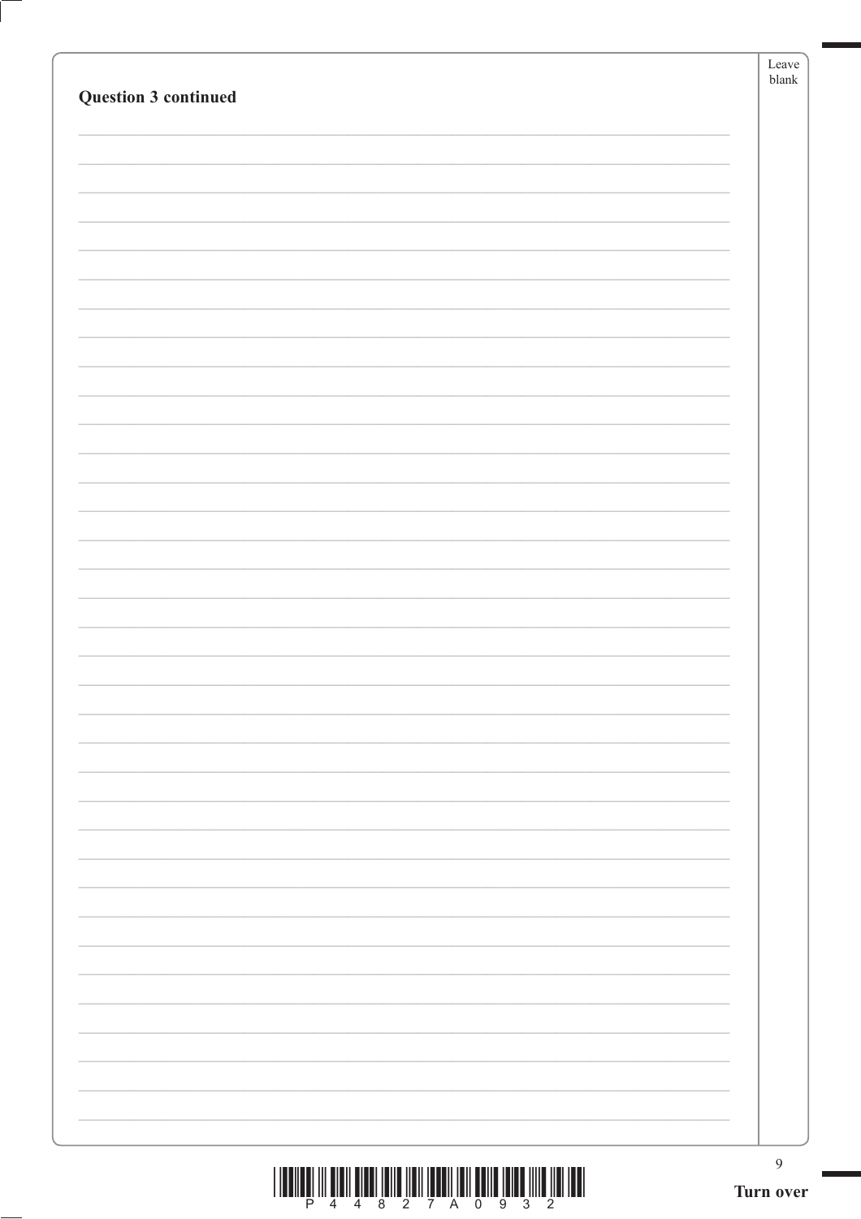**Question 3 continued**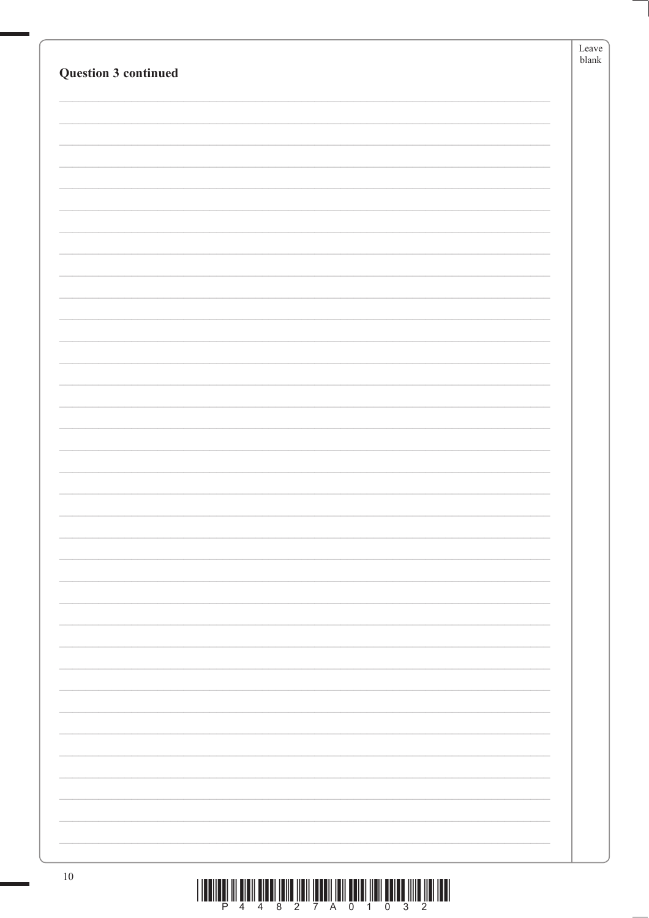**Question 3 continued**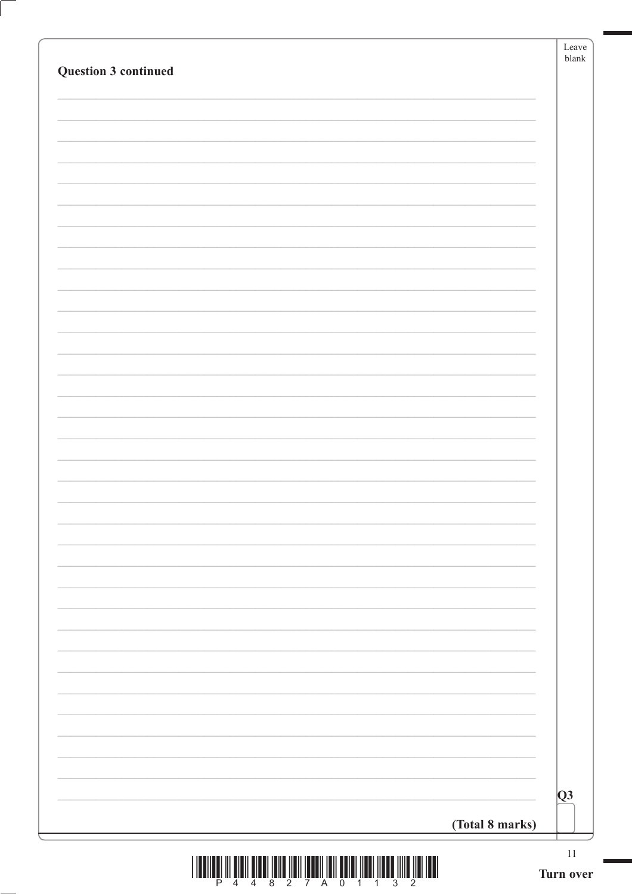**Question 3 continued**

**(Total 8 marks)**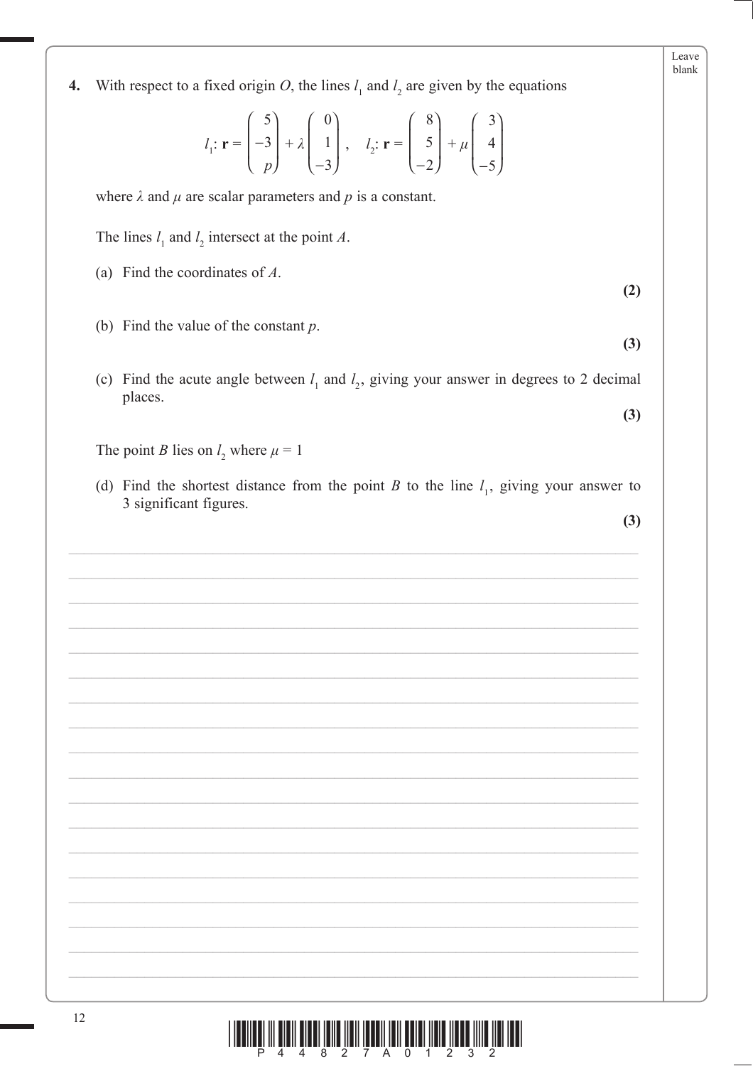**4.** With respect to a fixed origin $O$, the lines $l_1$ and $l_2$ are given by the equations

$$l_1: \mathbf{r} = \begin{pmatrix} 5 \\ -3 \\ p \end{pmatrix} + \lambda \begin{pmatrix} 0 \\ 1 \\ -3 \end{pmatrix}, \quad l_2: \mathbf{r} = \begin{pmatrix} 8 \\ 5 \\ -2 \end{pmatrix} + \mu \begin{pmatrix} 3 \\ 4 \\ -5 \end{pmatrix}$$

where $\lambda$ and $\mu$ are scalar parameters and $p$ is a constant.

The lines $l_1$ and $l_2$ intersect at the point $A$.

(a) Find the coordinates of $A$.
**(2)**

(b) Find the value of the constant $p$.
**(3)**

(c) Find the acute angle between $l_1$ and $l_2$, giving your answer in degrees to 2 decimal places.
**(3)**

The point $B$ lies on $l_2$ where $\mu = 1$

(d) Find the shortest distance from the point $B$ to the line $l_1$, giving your answer to 3 significant figures.
**(3)**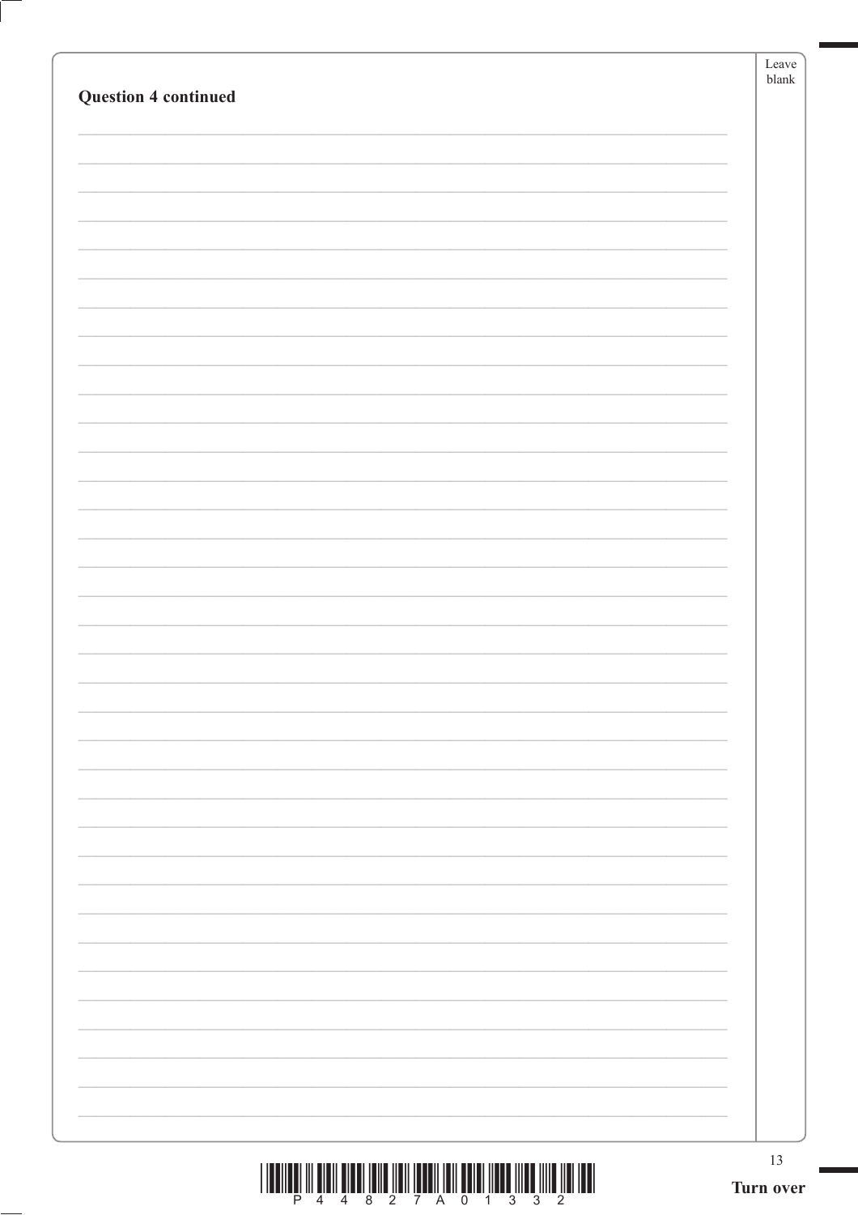**Question 4 continued**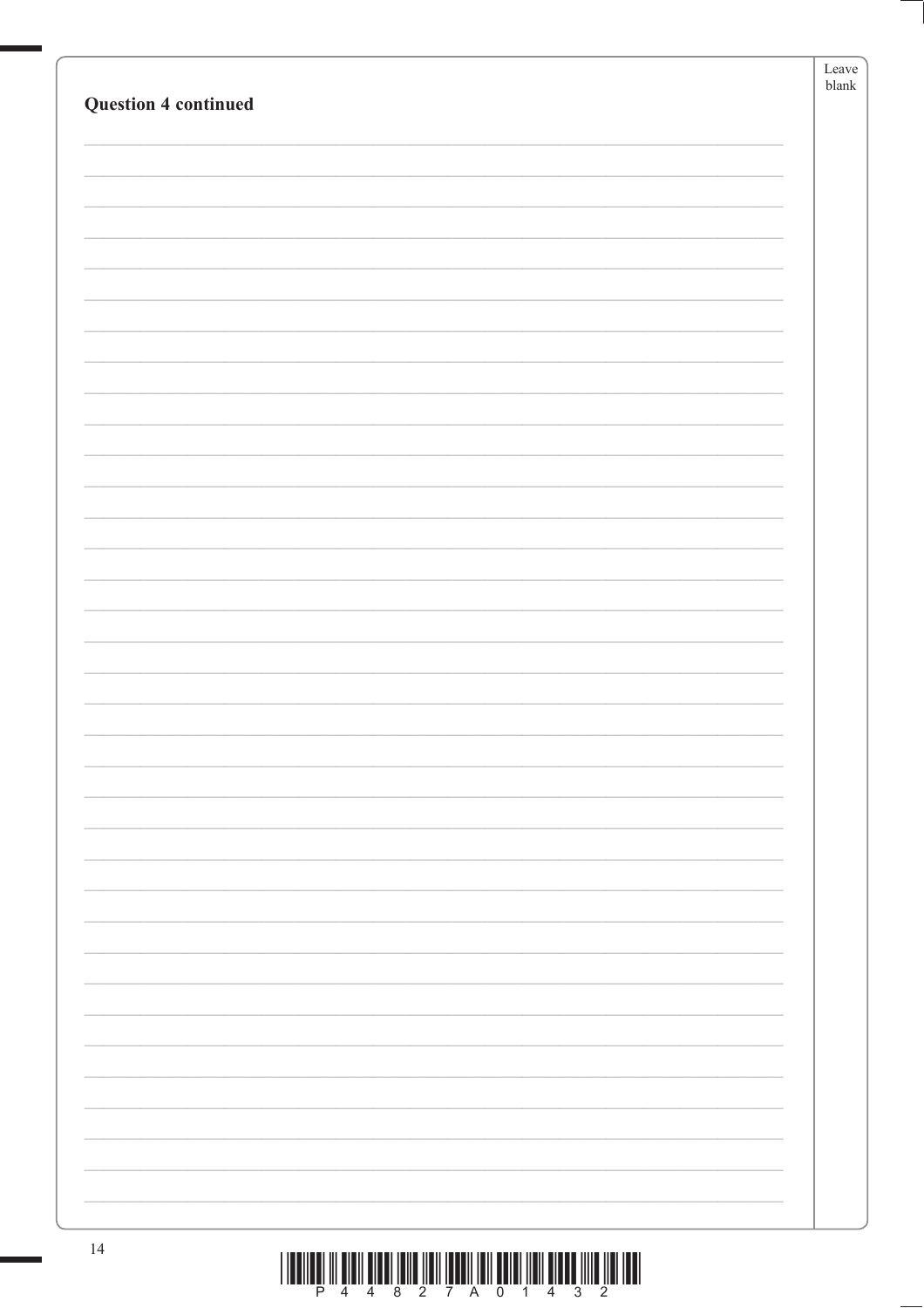**Question 4 continued**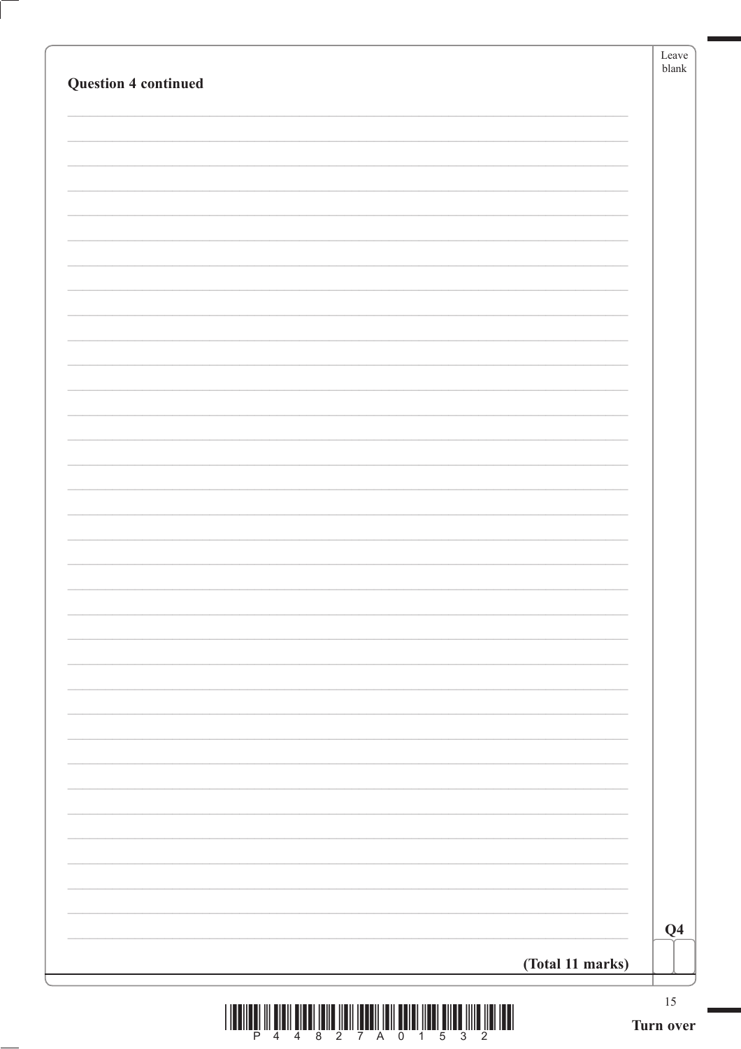**Question 4 continued**

**(Total 11 marks)**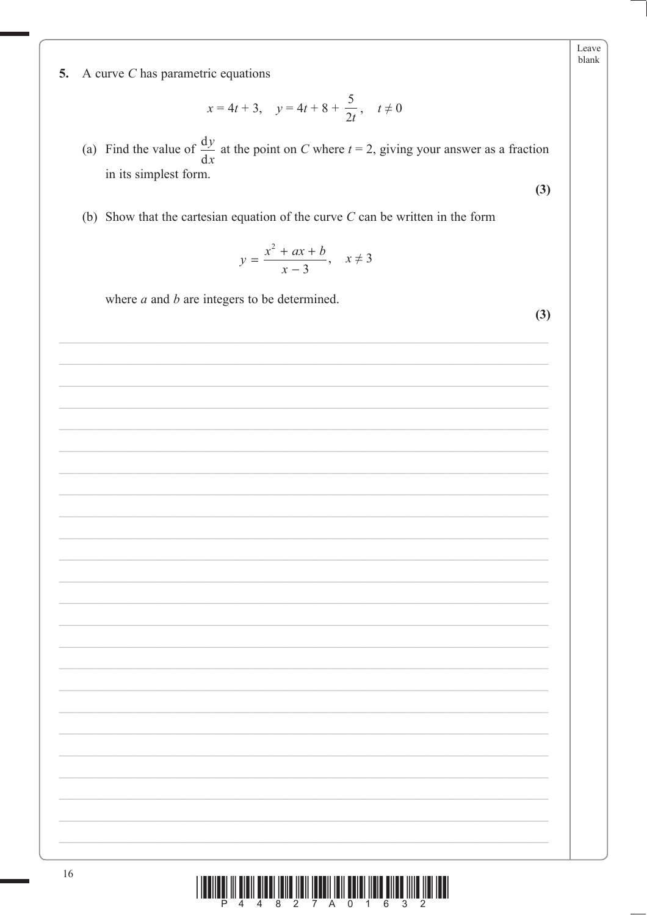**5.** A curve $C$ has parametric equations

$$x = 4t + 3, \quad y = 4t + 8 + \frac{5}{2t}, \quad t \neq 0$$

(a) Find the value of $\frac{\mathrm{d}y}{\mathrm{d}x}$ at the point on $C$ where $t = 2$, giving your answer as a fraction in its simplest form.

**(3)**

(b) Show that the cartesian equation of the curve $C$ can be written in the form

$$y = \frac{x^2 + ax + b}{x - 3}, \quad x \neq 3$$

where $a$ and $b$ are integers to be determined.

**(3)**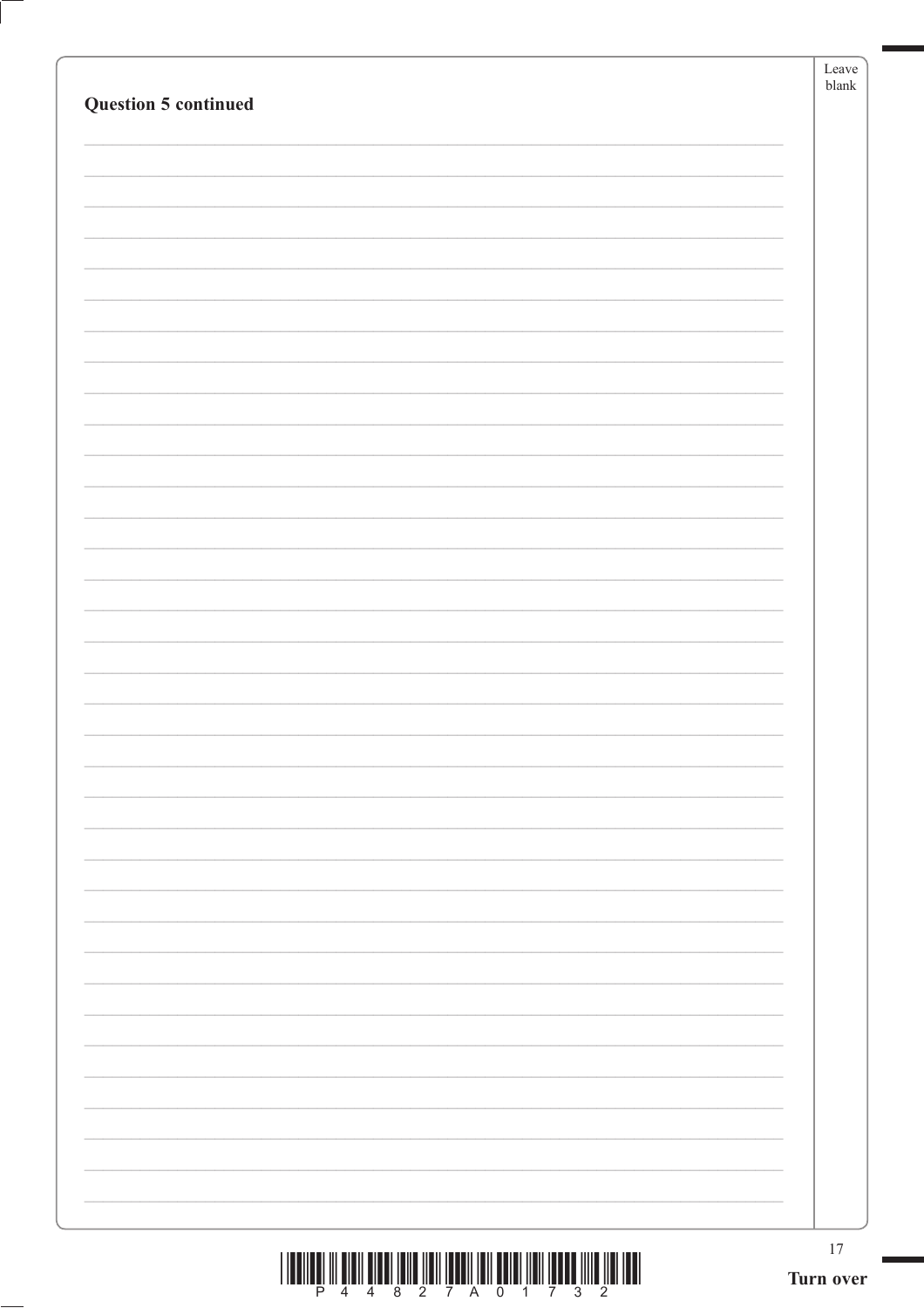**Question 5 continued**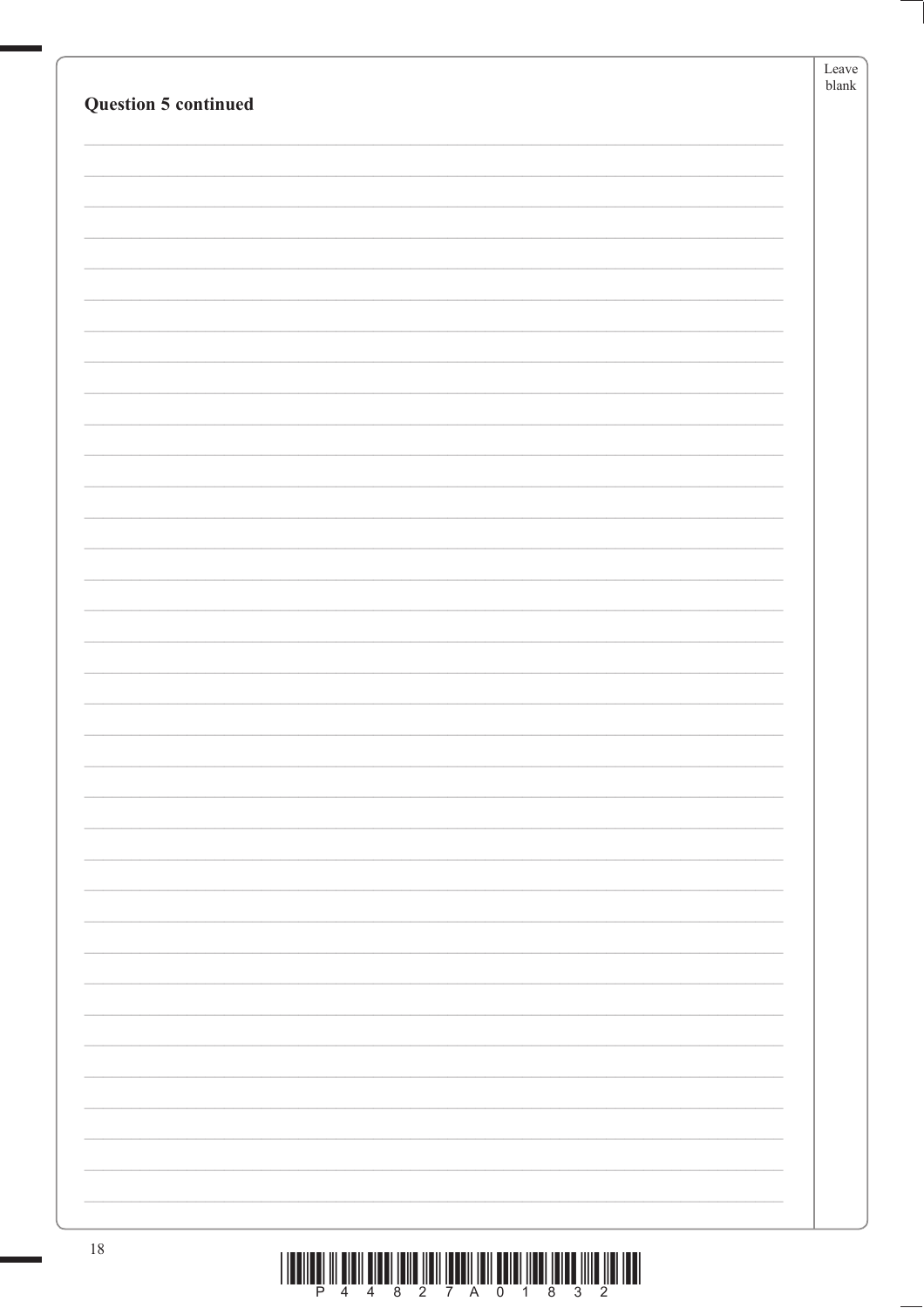**Question 5 continued**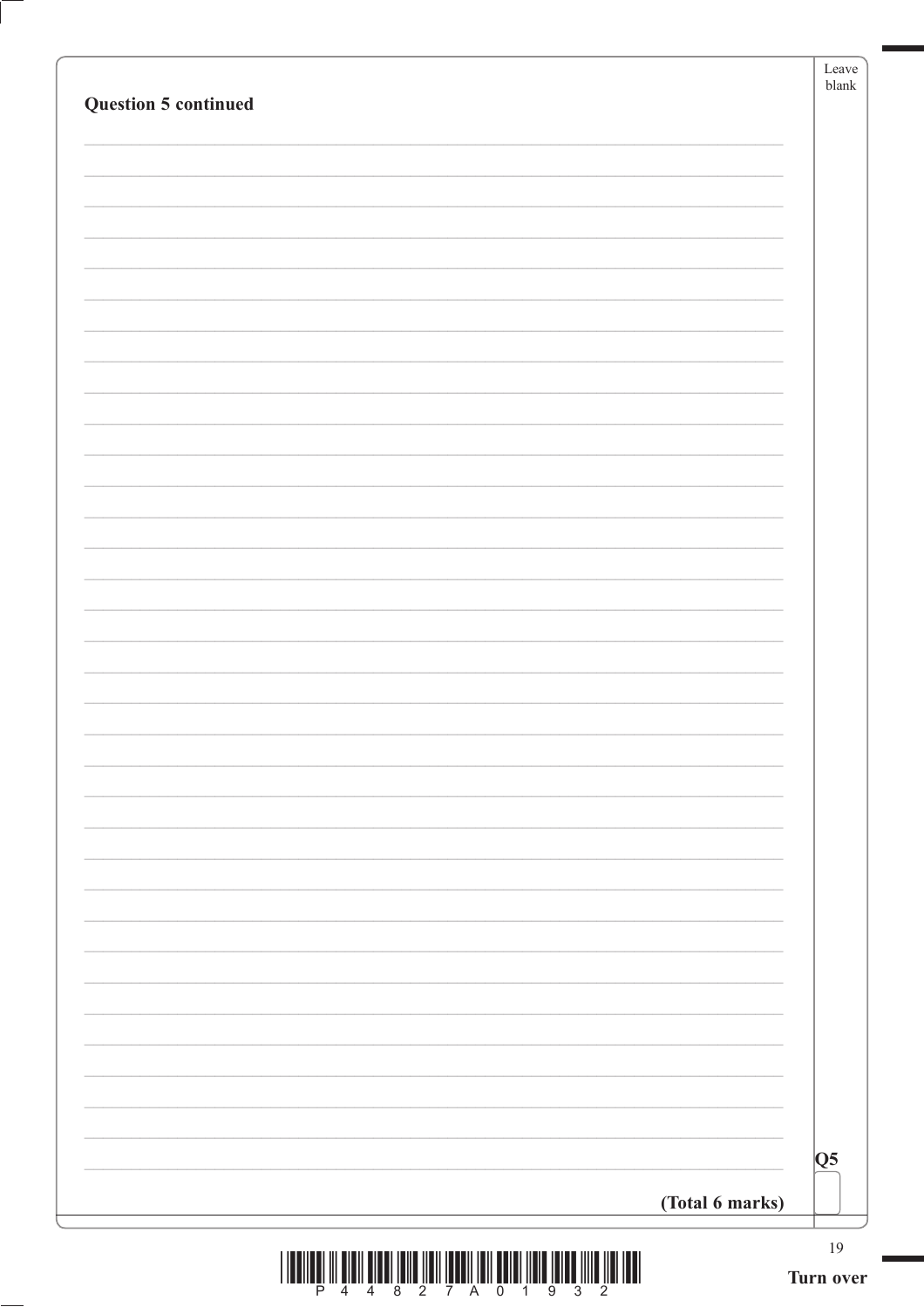**Question 5 continued**

**(Total 6 marks)**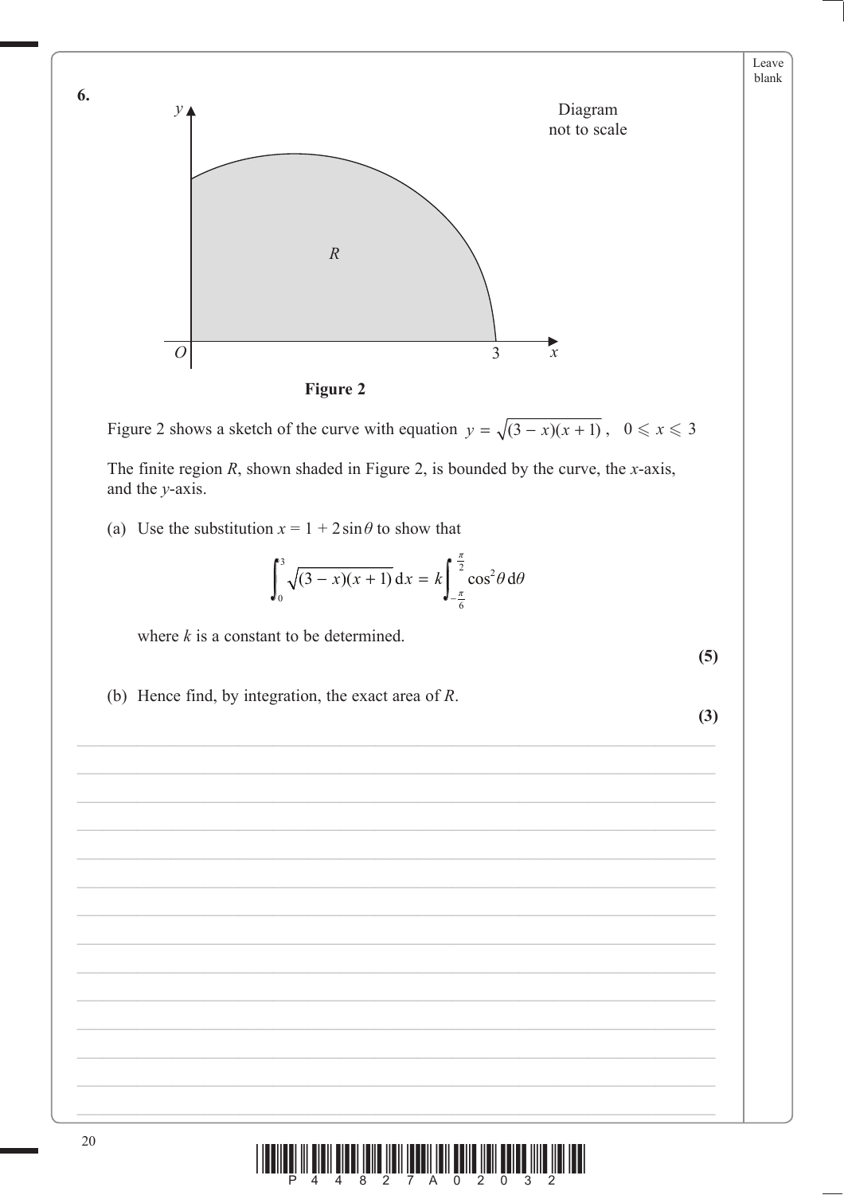**6.**

Diagram not to scale

**Figure 2**

Figure 2 shows a sketch of the curve with equation $y = \sqrt{(3 - x)(x + 1)}$, $0 \leqslant x \leqslant 3$

The finite region $R$, shown shaded in Figure 2, is bounded by the curve, the $x$-axis, and the $y$-axis.

(a) Use the substitution $x = 1 + 2\sin\theta$ to show that

$$\int_0^3 \sqrt{(3 - x)(x + 1)}\,\mathrm{d}x = k\int_{-\frac{\pi}{6}}^{\frac{\pi}{2}} \cos^2\theta\,\mathrm{d}\theta$$

where $k$ is a constant to be determined.

**(5)**

(b) Hence find, by integration, the exact area of $R$.

**(3)**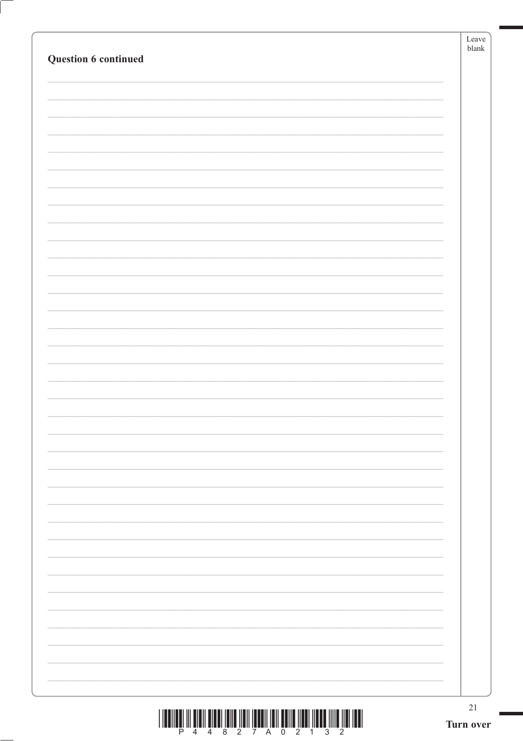**Question 6 continued**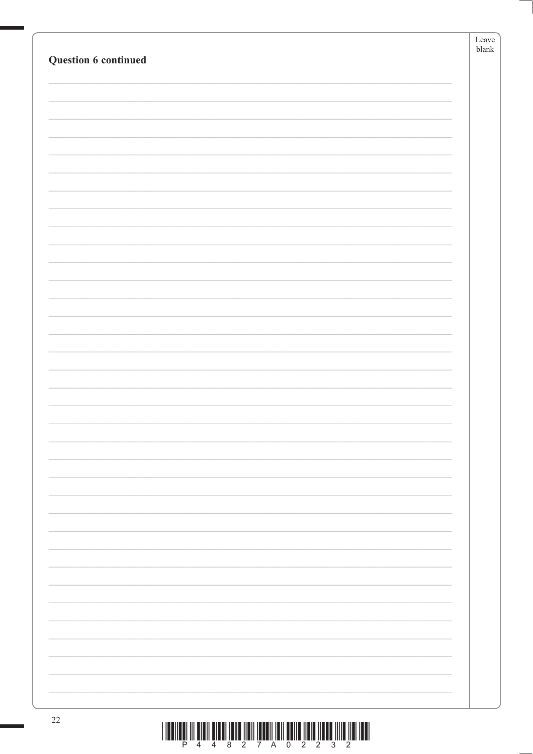**Question 6 continued**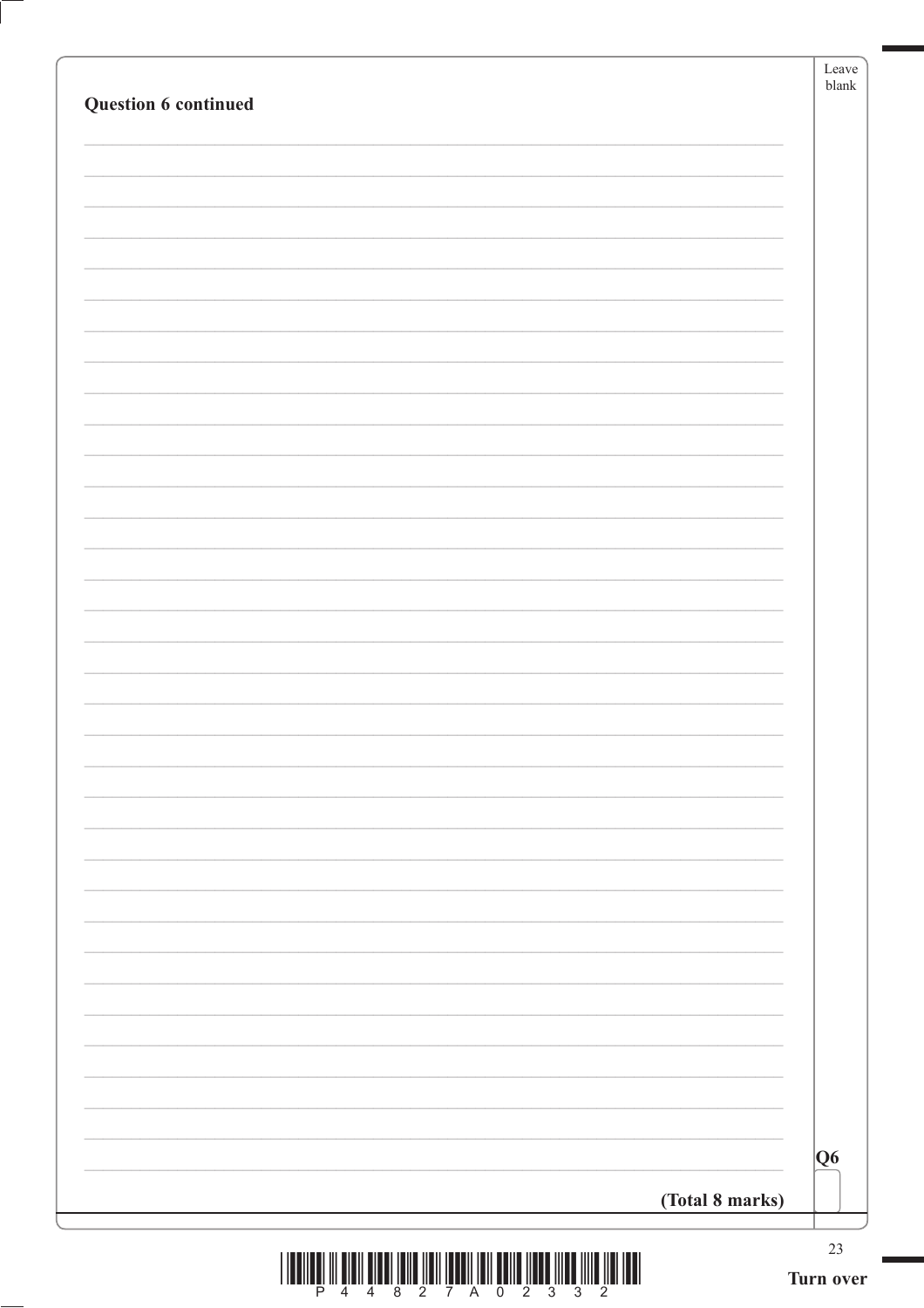**Question 6 continued**

Q6

**(Total 8 marks)**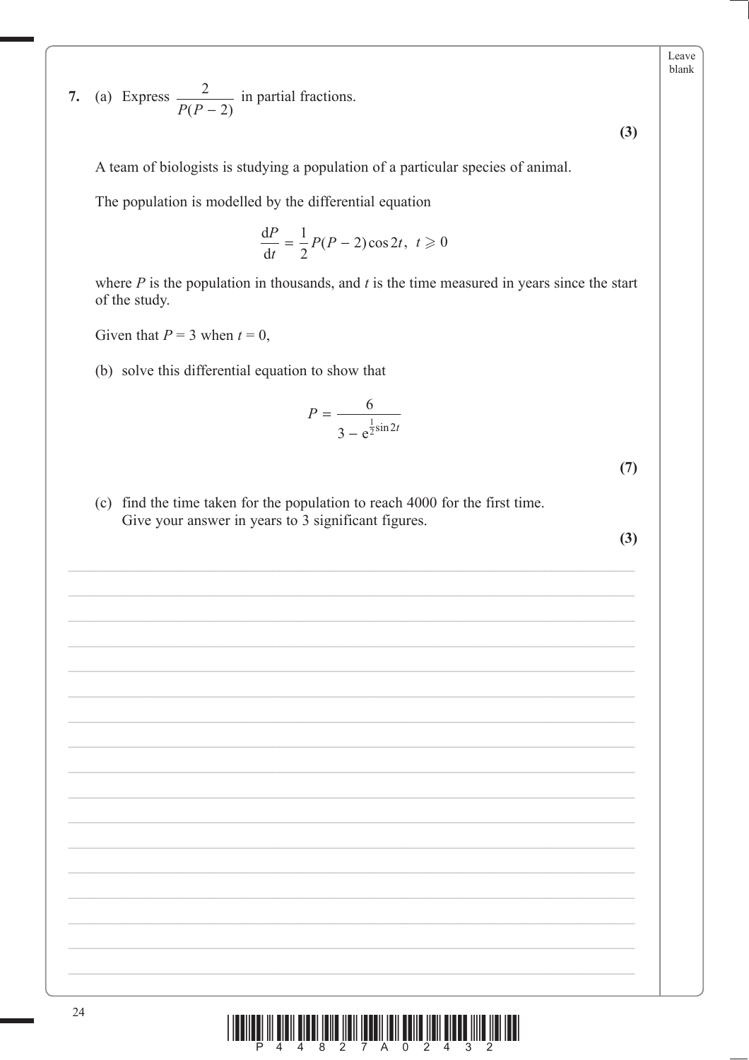**7.** (a) Express $\dfrac{2}{P(P-2)}$ in partial fractions.

**(3)**

A team of biologists is studying a population of a particular species of animal.

The population is modelled by the differential equation

$$\frac{\mathrm{d}P}{\mathrm{d}t} = \frac{1}{2}P(P-2)\cos 2t, \quad t \geqslant 0$$

where $P$ is the population in thousands, and $t$ is the time measured in years since the start of the study.

Given that $P = 3$ when $t = 0$,

(b) solve this differential equation to show that

$$P = \frac{6}{3 - \mathrm{e}^{\frac{1}{2}\sin 2t}}$$

**(7)**

(c) find the time taken for the population to reach 4000 for the first time. Give your answer in years to 3 significant figures.

**(3)**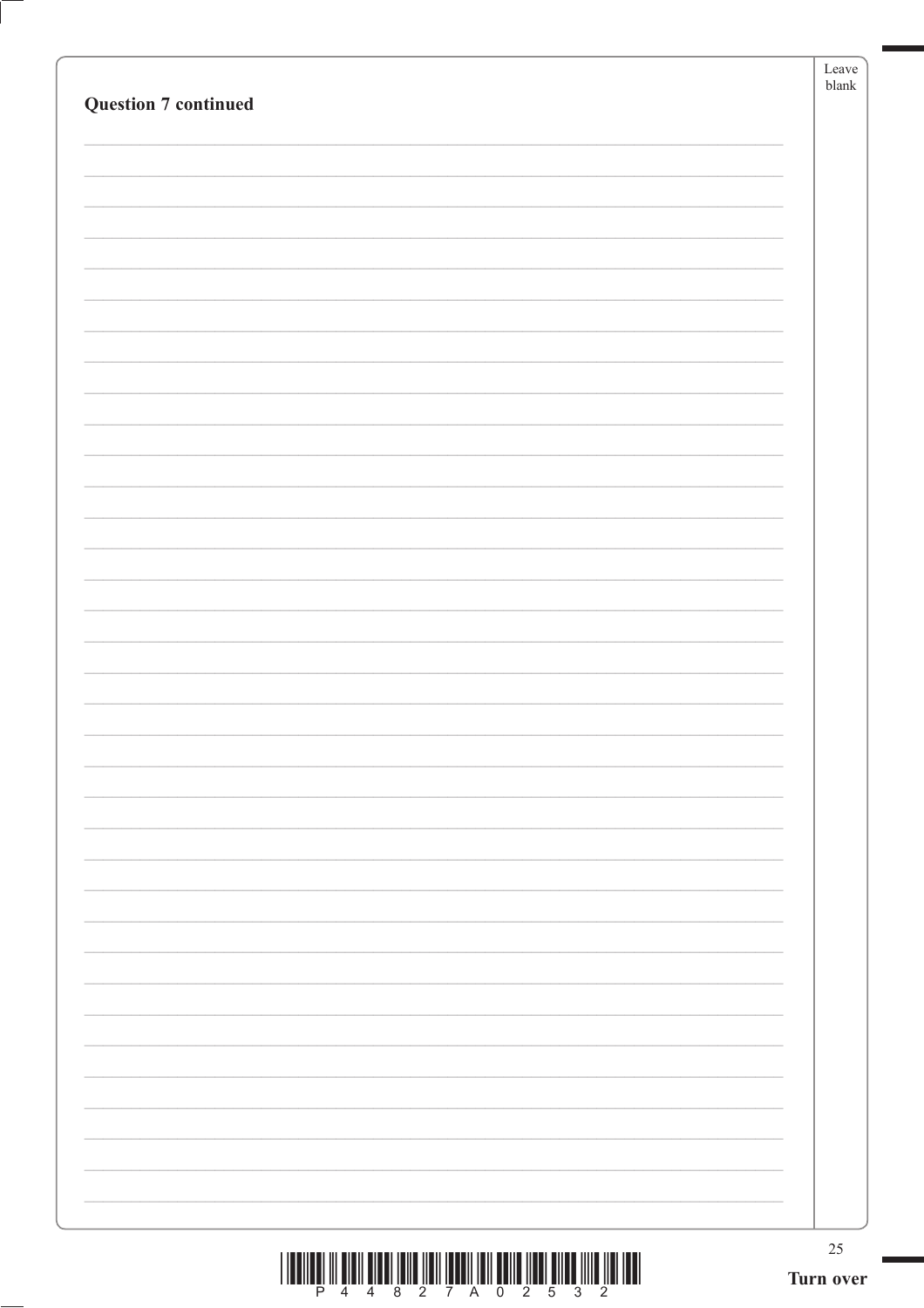**Question 7 continued**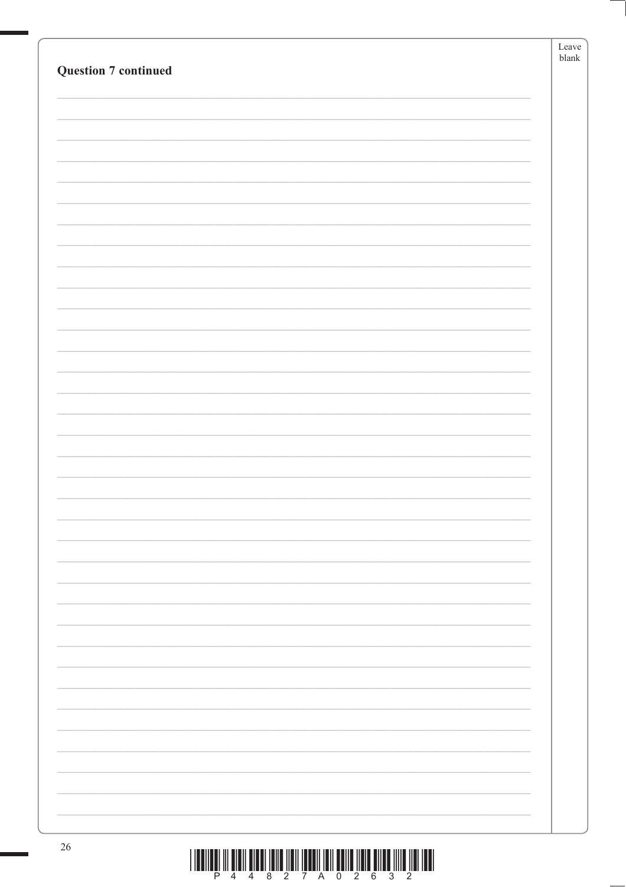**Question 7 continued**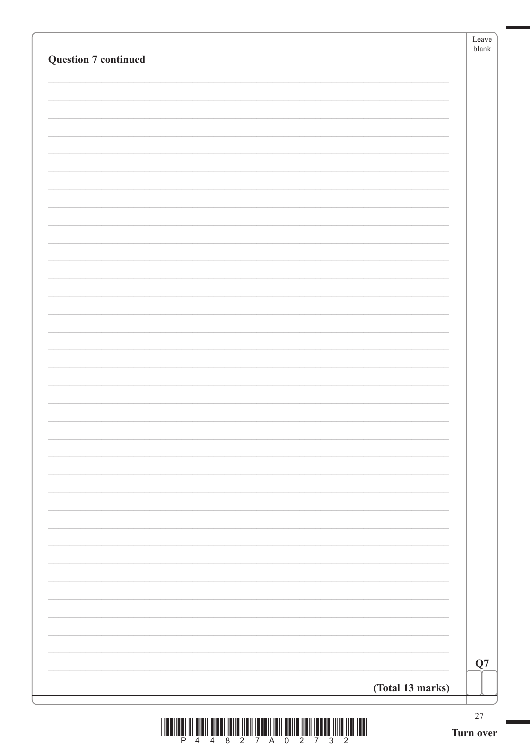**Question 7 continued**

**(Total 13 marks)**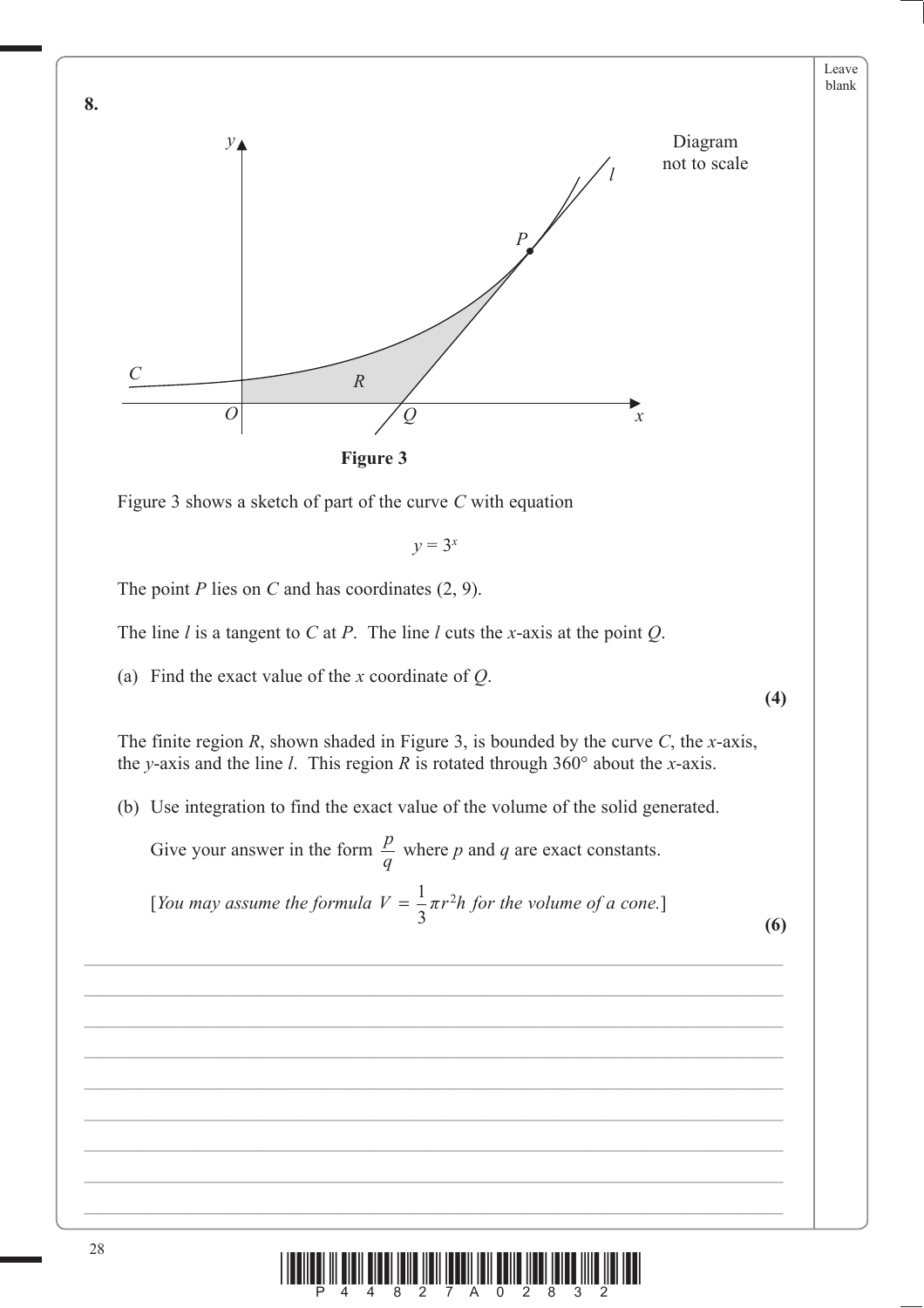**8.**

Figure 3

Figure 3 shows a sketch of part of the curve $C$ with equation

$$y = 3^x$$

The point $P$ lies on $C$ and has coordinates (2, 9).

The line $l$ is a tangent to $C$ at $P$. The line $l$ cuts the $x$-axis at the point $Q$.

(a) Find the exact value of the $x$ coordinate of $Q$.

**(4)**

The finite region $R$, shown shaded in Figure 3, is bounded by the curve $C$, the $x$-axis, the $y$-axis and the line $l$. This region $R$ is rotated through 360° about the $x$-axis.

(b) Use integration to find the exact value of the volume of the solid generated.

Give your answer in the form $\frac{p}{q}$ where $p$ and $q$ are exact constants.

[*You may assume the formula* $V = \frac{1}{3}\pi r^2 h$ *for the volume of a cone.*]

**(6)**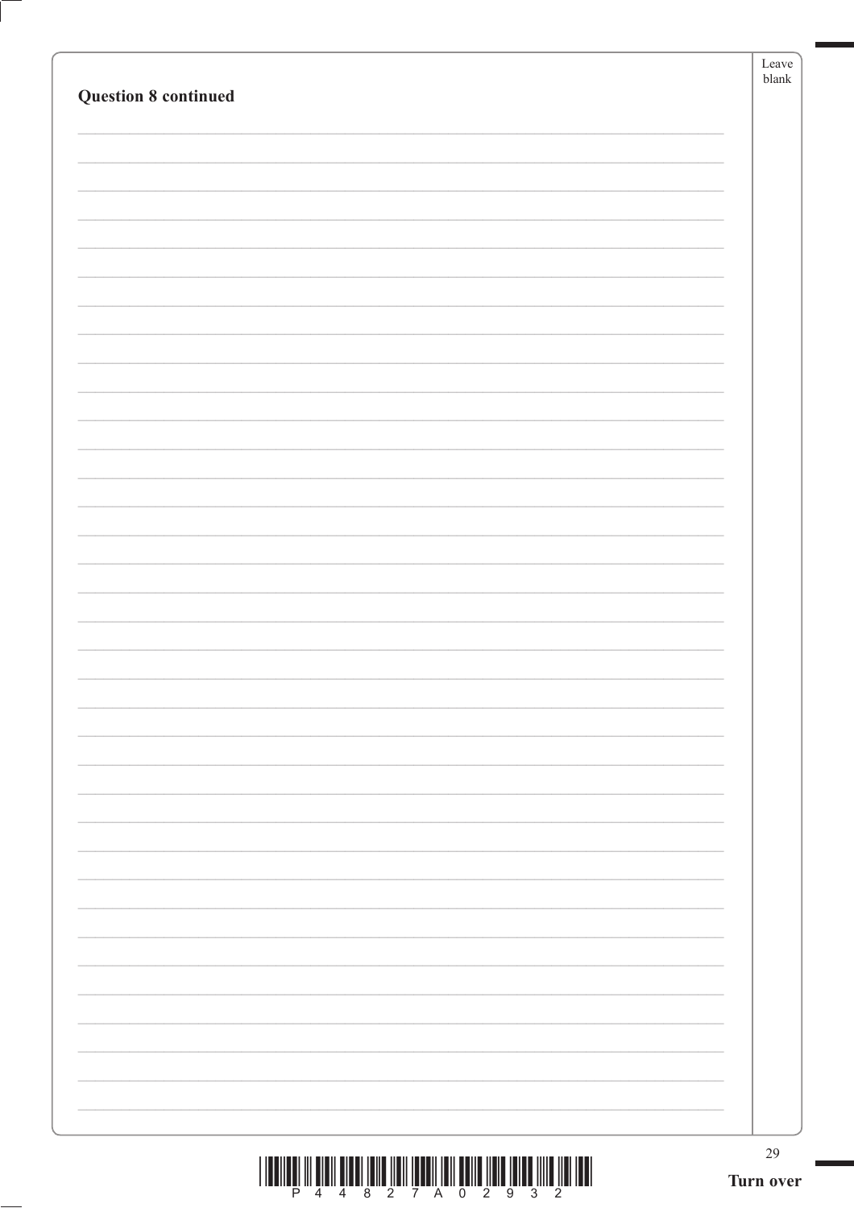**Question 8 continued**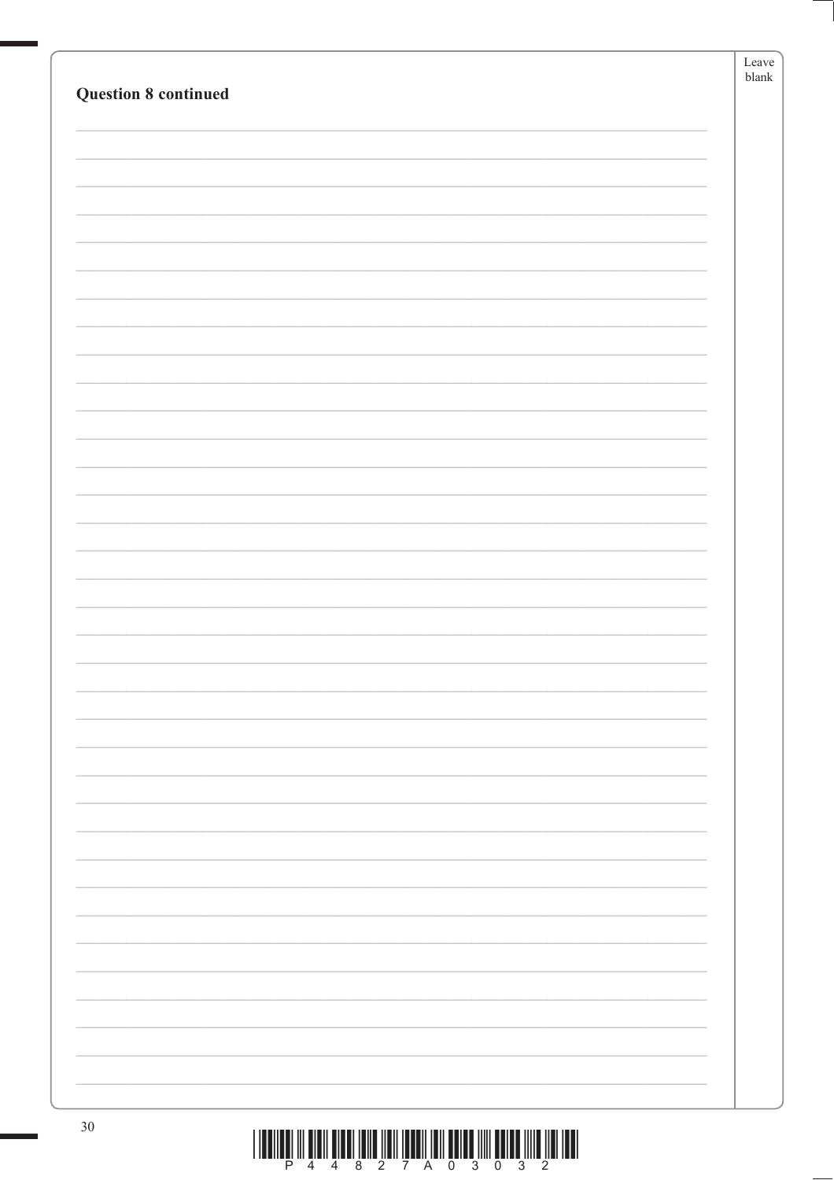**Question 8 continued**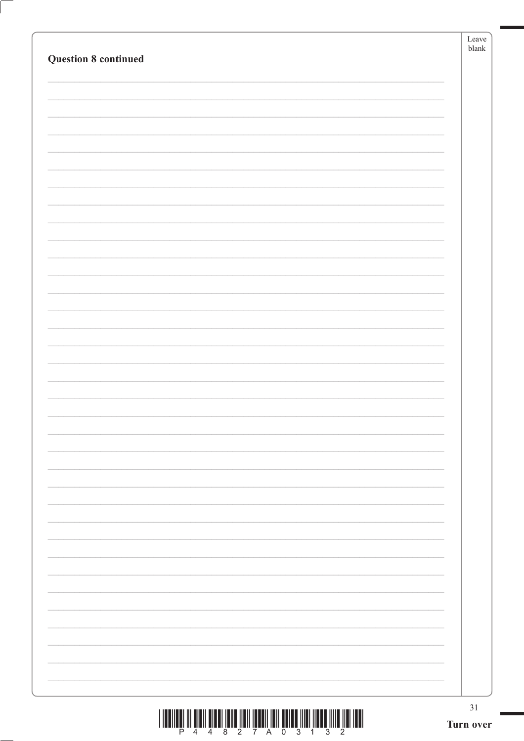**Question 8 continued**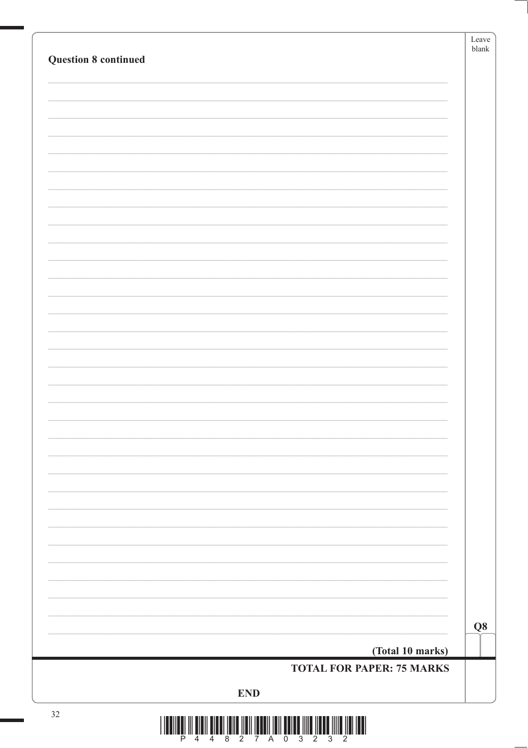**Question 8 continued**

Q8

**(Total 10 marks)**

**TOTAL FOR PAPER: 75 MARKS**

**END**